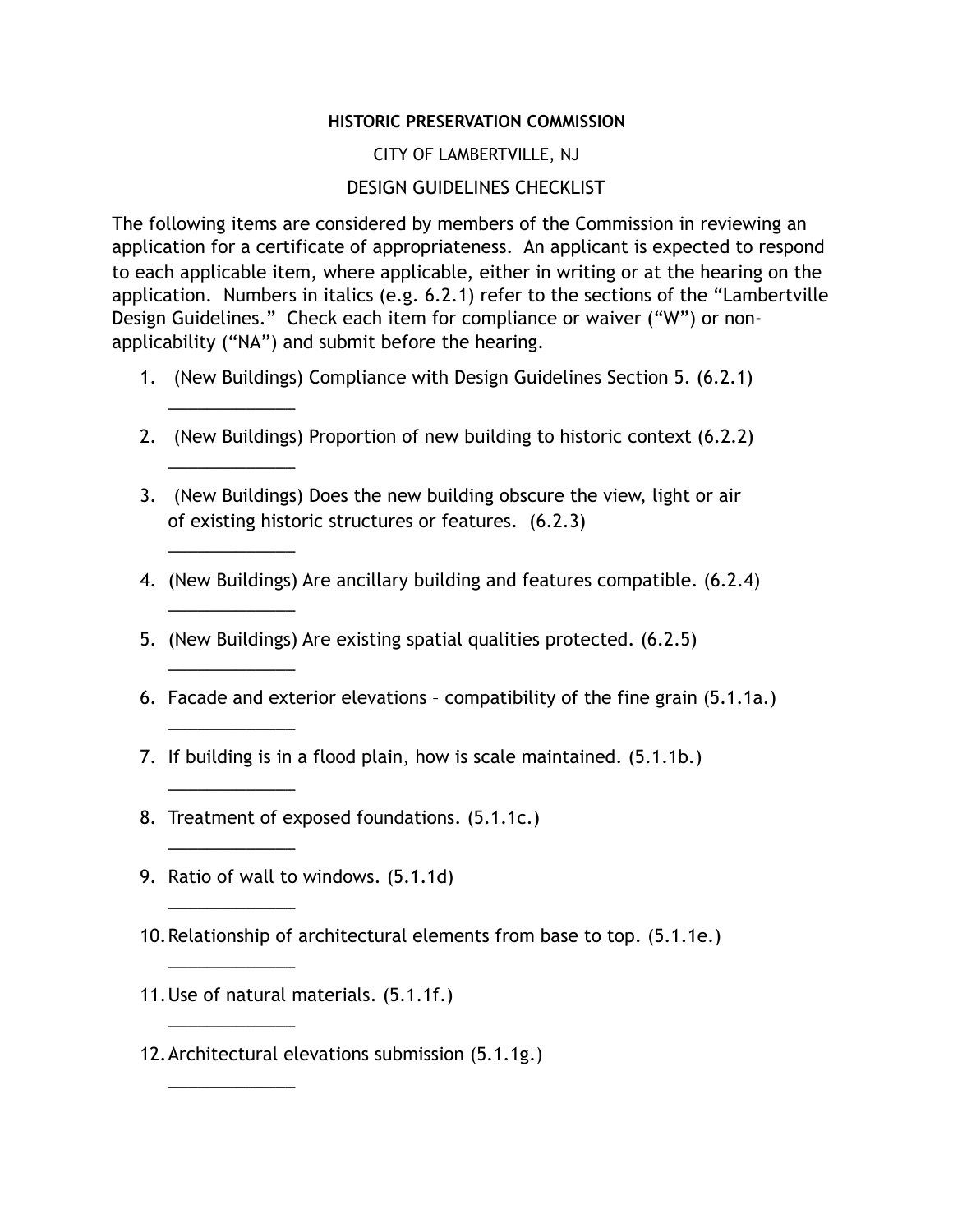**HISTORIC PRESERVATION COMMISSION**

CITY OF LAMBERTVILLE, NJ

DESIGN GUIDELINES CHECKLIST

The following items are considered by members of the Commission in reviewing an application for a certificate of appropriateness. An applicant is expected to respond to each applicable item, where applicable, either in writing or at the hearing on the application. Numbers in italics (e.g. 6.2.1) refer to the sections of the "Lambertville Design Guidelines." Check each item for compliance or waiver ("W") or non-applicability ("NA") and submit before the hearing.

1. (New Buildings) Compliance with Design Guidelines Section 5. (6.2.1)

   _____________

2. (New Buildings) Proportion of new building to historic context (6.2.2)

   _____________

3. (New Buildings) Does the new building obscure the view, light or air of existing historic structures or features. (6.2.3)

   _____________

4. (New Buildings) Are ancillary building and features compatible. (6.2.4)

   _____________

5. (New Buildings) Are existing spatial qualities protected. (6.2.5)

   _____________

6. Facade and exterior elevations – compatibility of the fine grain (5.1.1a.)

   _____________

7. If building is in a flood plain, how is scale maintained. (5.1.1b.)

   _____________

8. Treatment of exposed foundations. (5.1.1c.)

   _____________

9. Ratio of wall to windows. (5.1.1d)

   _____________

10. Relationship of architectural elements from base to top. (5.1.1e.)

    _____________

11. Use of natural materials. (5.1.1f.)

    _____________

12. Architectural elevations submission (5.1.1g.)

    _____________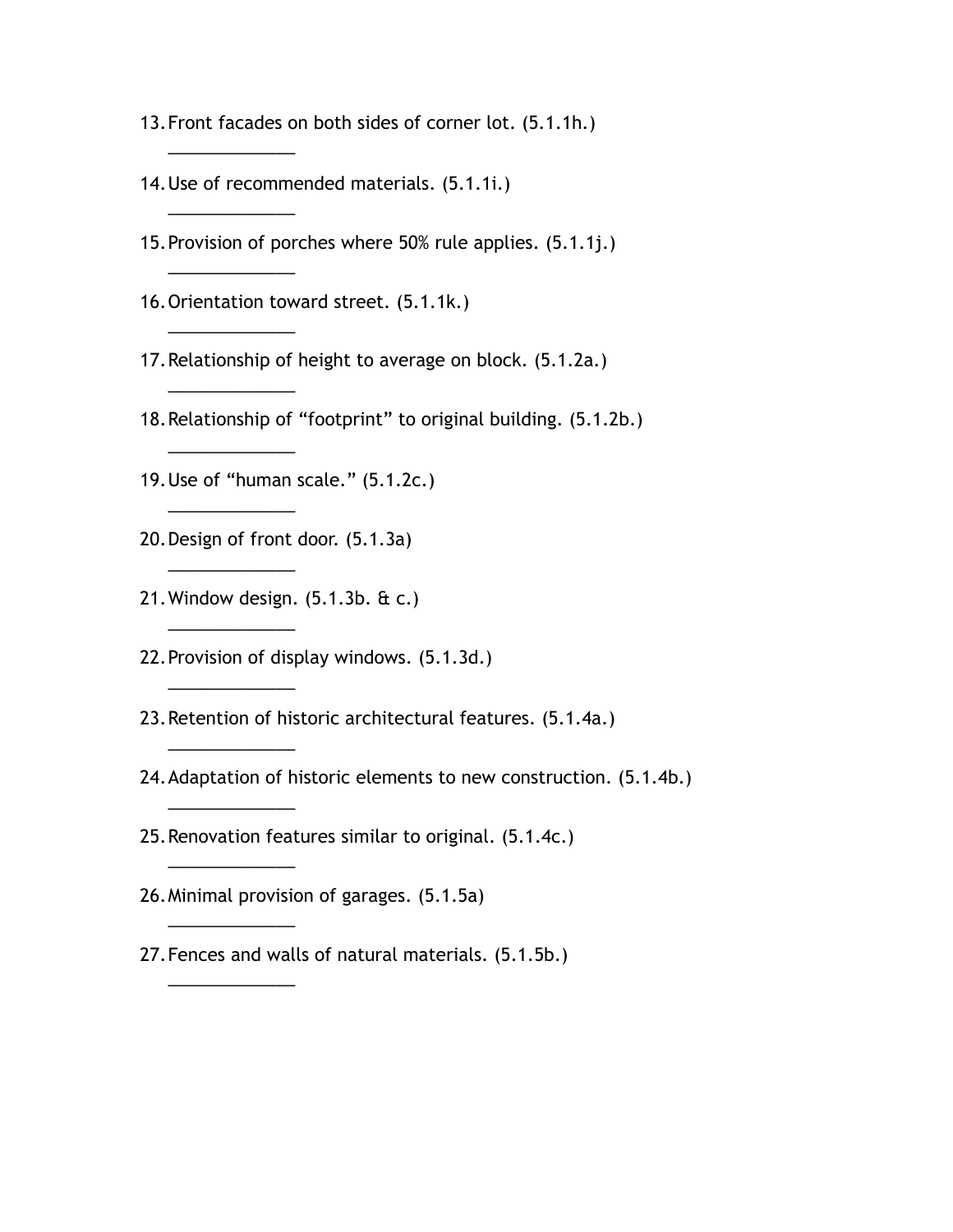13. Front facades on both sides of corner lot. (5.1.1h.)

    _____________

14. Use of recommended materials. (5.1.1i.)

    _____________

15. Provision of porches where 50% rule applies. (5.1.1j.)

    _____________

16. Orientation toward street. (5.1.1k.)

    _____________

17. Relationship of height to average on block. (5.1.2a.)

    _____________

18. Relationship of “footprint” to original building. (5.1.2b.)

    _____________

19. Use of “human scale.” (5.1.2c.)

    _____________

20. Design of front door. (5.1.3a)

    _____________

21. Window design. (5.1.3b. & c.)

    _____________

22. Provision of display windows. (5.1.3d.)

    _____________

23. Retention of historic architectural features. (5.1.4a.)

    _____________

24. Adaptation of historic elements to new construction. (5.1.4b.)

    _____________

25. Renovation features similar to original. (5.1.4c.)

    _____________

26. Minimal provision of garages. (5.1.5a)

    _____________

27. Fences and walls of natural materials. (5.1.5b.)

    _____________